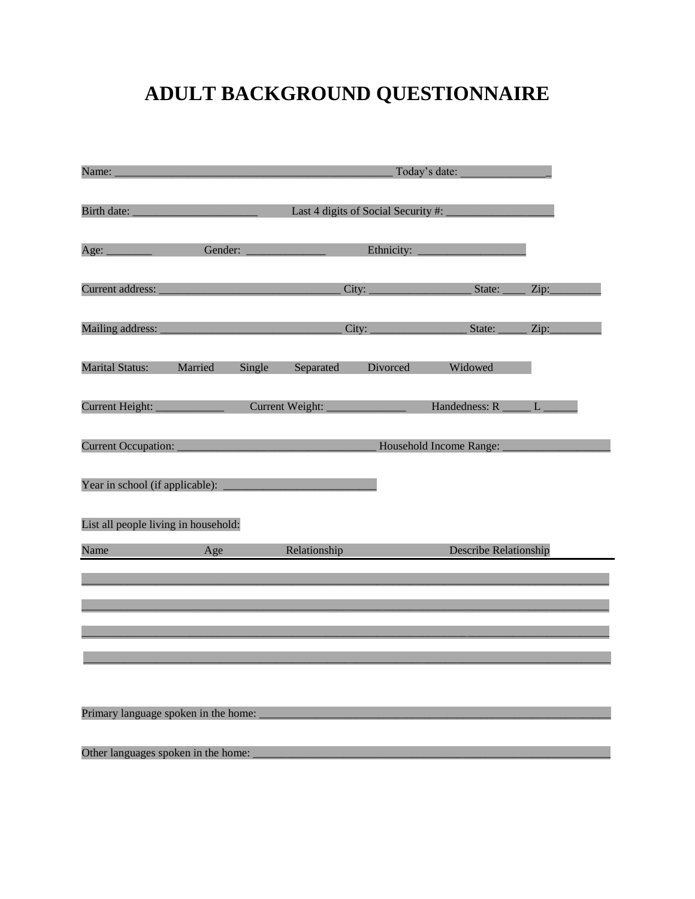# ADULT BACKGROUND QUESTIONNAIRE

Name: ______________________________________________ Today's date: _______________

Birth date: ____________________ Last 4 digits of Social Security #: _________________

Age: ________ Gender: ______________ Ethnicity: __________________

Current address: ______________________________ City: ________________ State: ____ Zip:________

Mailing address: ______________________________ City: ________________ State: _____ Zip:________

Marital Status: Married Single Separated Divorced Widowed

Current Height: ___________ Current Weight: _____________ Handedness: R _____ L ______

Current Occupation: ________________________________ Household Income Range: __________________

Year in school (if applicable): _________________________

List all people living in household:

| Name | Age | Relationship | Describe Relationship |
|---|---|---|---|
| | | | |
| | | | |
| | | | |
| | | | |

Primary language spoken in the home: ______________________________________________________________

Other languages spoken in the home: ______________________________________________________________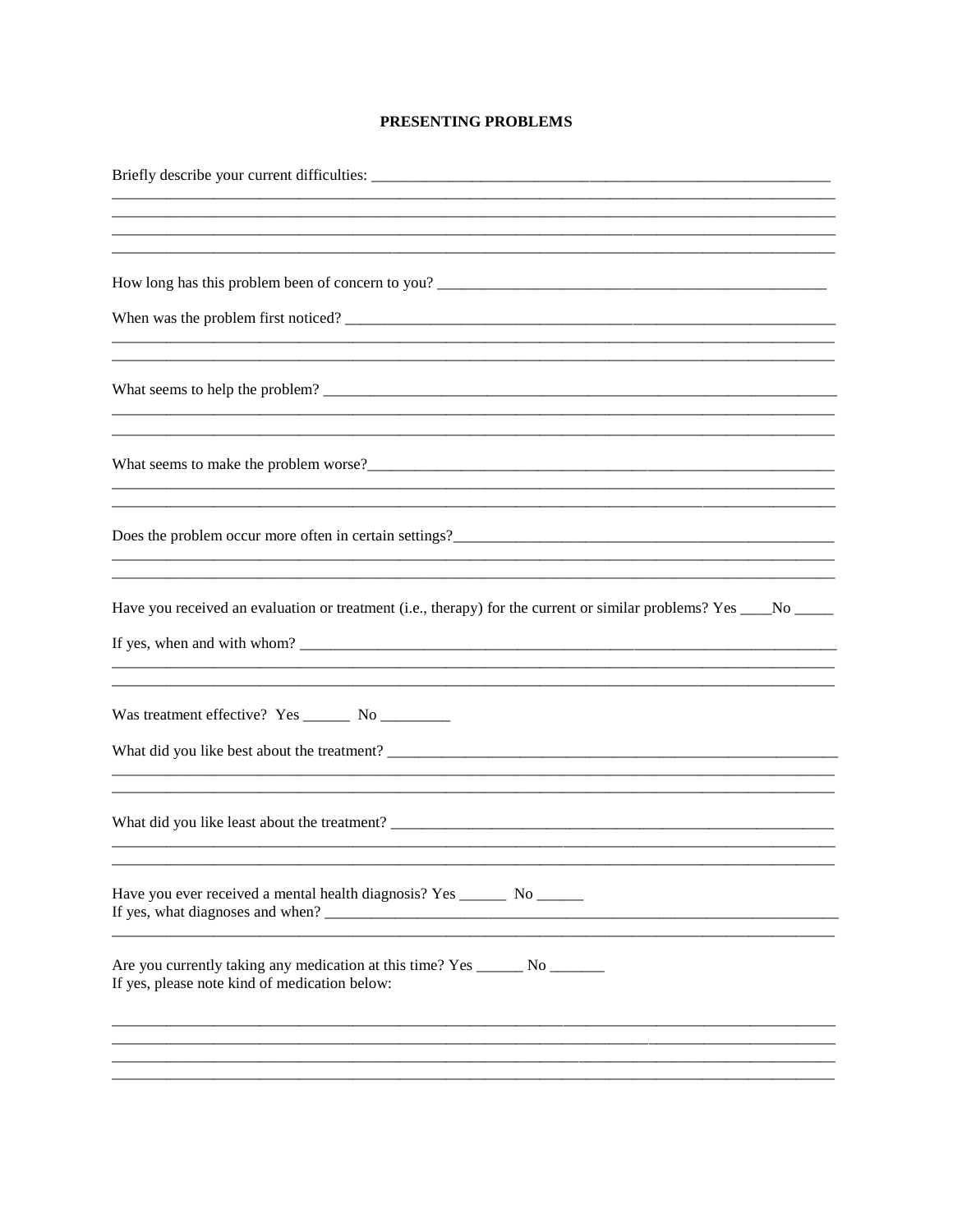## PRESENTING PROBLEMS

Briefly describe your current difficulties: ___________________________________________________________
______________________________________________________________________________________________
______________________________________________________________________________________________
______________________________________________________________________________________________
______________________________________________________________________________________________

How long has this problem been of concern to you? _____________________________________________________

When was the problem first noticed? ____________________________________________________________
______________________________________________________________________________________________
______________________________________________________________________________________________

What seems to help the problem? _______________________________________________________________
______________________________________________________________________________________________
______________________________________________________________________________________________

What seems to make the problem worse?__________________________________________________________
______________________________________________________________________________________________
______________________________________________________________________________________________

Does the problem occur more often in certain settings?_______________________________________________
______________________________________________________________________________________________
______________________________________________________________________________________________

Have you received an evaluation or treatment (i.e., therapy) for the current or similar problems? Yes ____No _____

If yes, when and with whom? __________________________________________________________________
______________________________________________________________________________________________
______________________________________________________________________________________________

Was treatment effective? Yes ______ No _________

What did you like best about the treatment? ______________________________________________________
______________________________________________________________________________________________
______________________________________________________________________________________________

What did you like least about the treatment? ______________________________________________________
______________________________________________________________________________________________
______________________________________________________________________________________________

Have you ever received a mental health diagnosis? Yes ______ No ______
If yes, what diagnoses and when? _______________________________________________________________
______________________________________________________________________________________________

Are you currently taking any medication at this time? Yes ______ No _______
If yes, please note kind of medication below:

______________________________________________________________________________________________
______________________________________________________________________________________________
______________________________________________________________________________________________
______________________________________________________________________________________________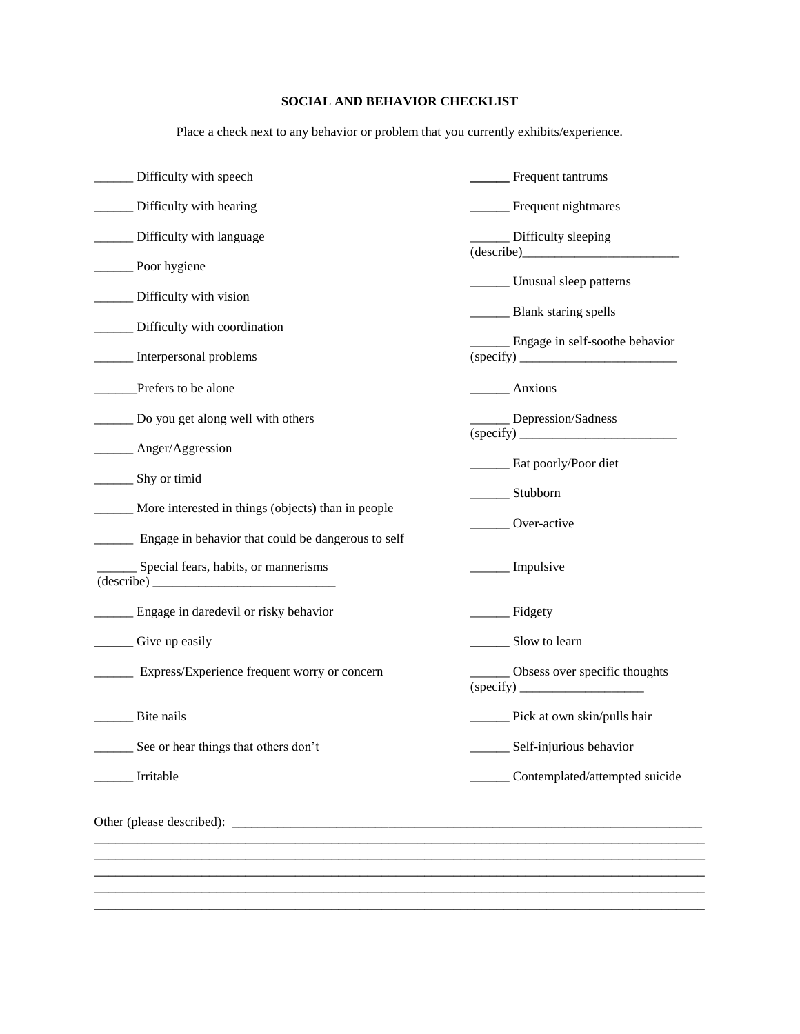**SOCIAL AND BEHAVIOR CHECKLIST**

Place a check next to any behavior or problem that you currently exhibits/experience.

______ Difficulty with speech

______ Difficulty with hearing

______ Difficulty with language

______ Poor hygiene

______ Difficulty with vision

______ Difficulty with coordination

______ Interpersonal problems

______Prefers to be alone

______ Do you get along well with others

______ Anger/Aggression

______ Shy or timid

______ More interested in things (objects) than in people

______ Engage in behavior that could be dangerous to self

______ Special fears, habits, or mannerisms (describe) ____________________________

______ Engage in daredevil or risky behavior

______ Give up easily

______ Express/Experience frequent worry or concern

______ Bite nails

______ See or hear things that others don't

______ Irritable

______ Frequent tantrums

______ Frequent nightmares

______ Difficulty sleeping (describe)________________________

______ Unusual sleep patterns

______ Blank staring spells

______ Engage in self-soothe behavior (specify) ________________________

______ Anxious

______ Depression/Sadness (specify) ________________________

______ Eat poorly/Poor diet

______ Stubborn

______ Over-active

______ Impulsive

______ Fidgety

______ Slow to learn

______ Obsess over specific thoughts (specify) ___________________

______ Pick at own skin/pulls hair

______ Self-injurious behavior

______ Contemplated/attempted suicide

Other (please described): ____________________________________________________________________________
________________________________________________________________________________________________
________________________________________________________________________________________________
________________________________________________________________________________________________
________________________________________________________________________________________________
________________________________________________________________________________________________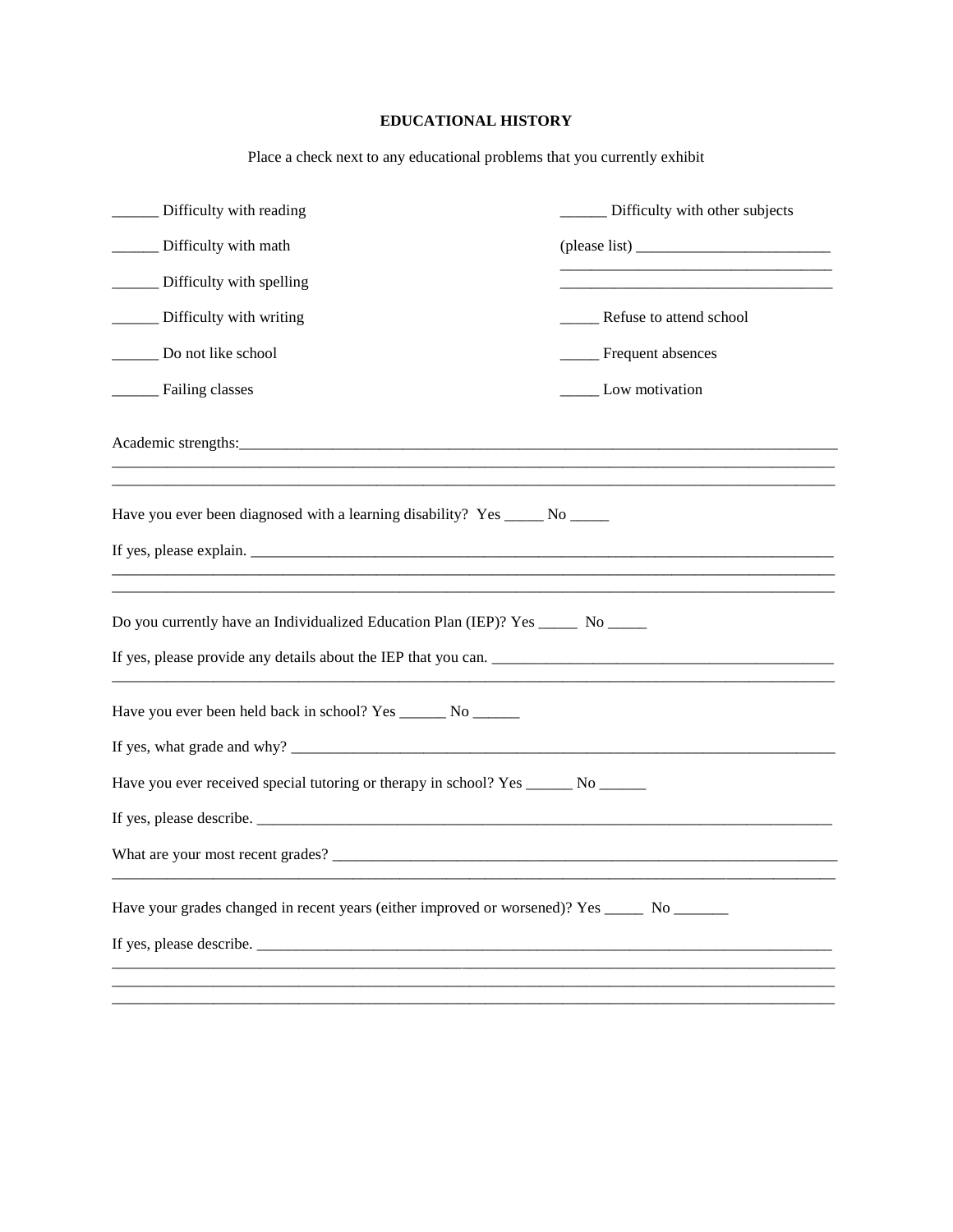**EDUCATIONAL HISTORY**

Place a check next to any educational problems that you currently exhibit

______ Difficulty with reading

______ Difficulty with math

______ Difficulty with spelling

______ Difficulty with writing

______ Do not like school

______ Failing classes

______ Difficulty with other subjects

(please list) _________________________

___________________________________

___________________________________

_____ Refuse to attend school

_____ Frequent absences

_____ Low motivation

Academic strengths:_________________________________________________________________________________

___________________________________________________________________________________________

___________________________________________________________________________________________

Have you ever been diagnosed with a learning disability? Yes _____ No _____

If yes, please explain. ______________________________________________________________________

___________________________________________________________________________________________

___________________________________________________________________________________________

Do you currently have an Individualized Education Plan (IEP)? Yes _____ No _____

If yes, please provide any details about the IEP that you can. ____________________________________________

___________________________________________________________________________________________

Have you ever been held back in school? Yes ______ No ______

If yes, what grade and why? _________________________________________________________________

Have you ever received special tutoring or therapy in school? Yes ______ No ______

If yes, please describe. _____________________________________________________________________

What are your most recent grades? ____________________________________________________________

___________________________________________________________________________________________

Have your grades changed in recent years (either improved or worsened)? Yes _____ No _______

If yes, please describe. _____________________________________________________________________

___________________________________________________________________________________________

___________________________________________________________________________________________

___________________________________________________________________________________________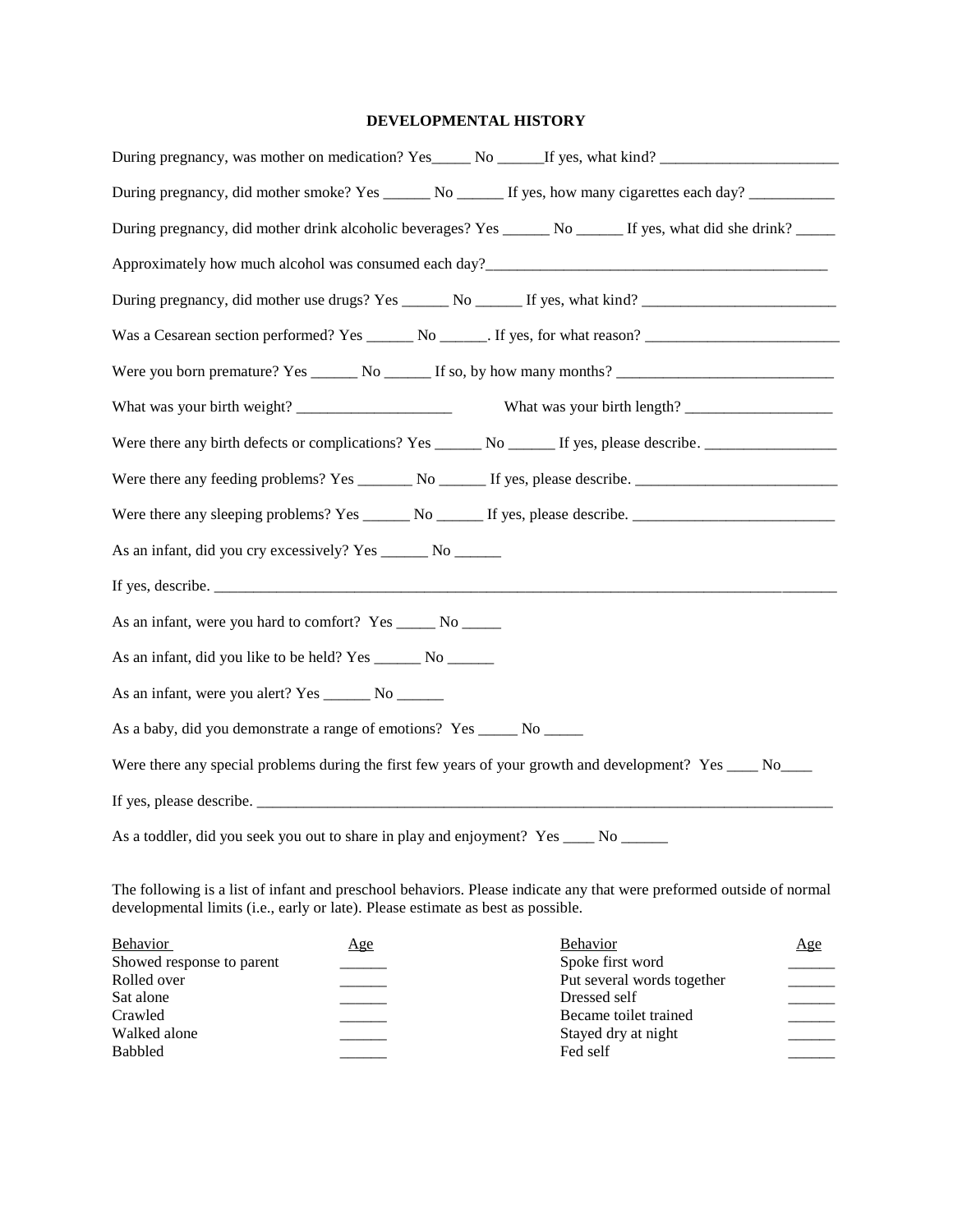# DEVELOPMENTAL HISTORY

During pregnancy, was mother on medication? Yes_____ No ______If yes, what kind? _______________________

During pregnancy, did mother smoke? Yes ______ No ______ If yes, how many cigarettes each day? ___________

During pregnancy, did mother drink alcoholic beverages? Yes ______ No ______ If yes, what did she drink? _____

Approximately how much alcohol was consumed each day?_____________________________________________

During pregnancy, did mother use drugs? Yes ______ No ______ If yes, what kind? _________________________

Was a Cesarean section performed? Yes ______ No ______. If yes, for what reason? _________________________

Were you born premature? Yes ______ No ______ If so, by how many months? ____________________________

What was your birth weight? ____________________ What was your birth length? ___________________

Were there any birth defects or complications? Yes ______ No ______ If yes, please describe. _________________

Were there any feeding problems? Yes _______ No ______ If yes, please describe. __________________________

Were there any sleeping problems? Yes ______ No ______ If yes, please describe. __________________________

As an infant, did you cry excessively? Yes ______ No ______

If yes, describe. _______________________________________________________________________________

As an infant, were you hard to comfort? Yes _____ No _____

As an infant, did you like to be held? Yes ______ No ______

As an infant, were you alert? Yes ______ No ______

As a baby, did you demonstrate a range of emotions? Yes _____ No _____

Were there any special problems during the first few years of your growth and development? Yes ____ No____

If yes, please describe. _________________________________________________________________________

As a toddler, did you seek you out to share in play and enjoyment? Yes ____ No ______

The following is a list of infant and preschool behaviors. Please indicate any that were preformed outside of normal developmental limits (i.e., early or late). Please estimate as best as possible.

| Behavior | Age | Behavior | Age |
|---|---|---|---|
| Showed response to parent | ______ | Spoke first word | ______ |
| Rolled over | ______ | Put several words together | ______ |
| Sat alone | ______ | Dressed self | ______ |
| Crawled | ______ | Became toilet trained | ______ |
| Walked alone | ______ | Stayed dry at night | ______ |
| Babbled | ______ | Fed self | ______ |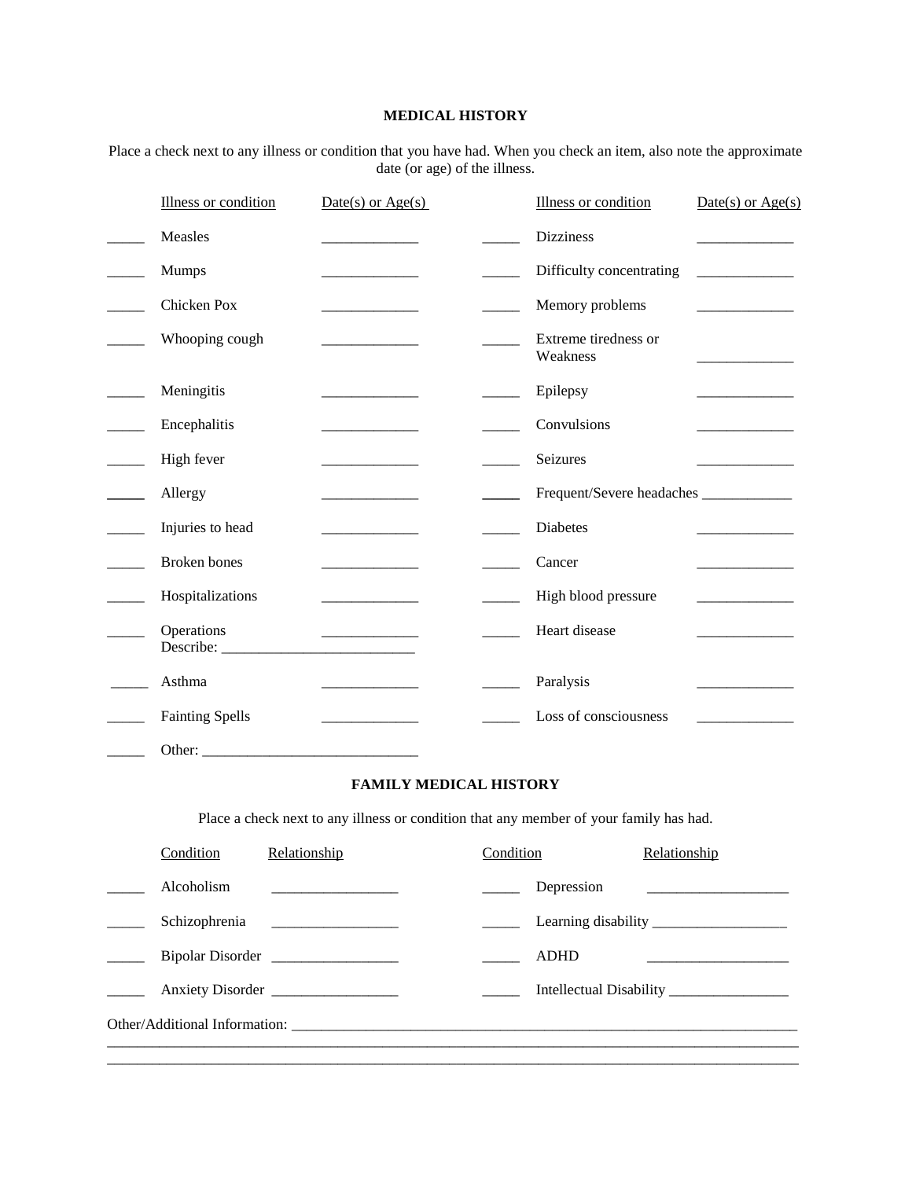## MEDICAL HISTORY

Place a check next to any illness or condition that you have had. When you check an item, also note the approximate date (or age) of the illness.

| | Illness or condition | Date(s) or Age(s) | | Illness or condition | Date(s) or Age(s) |
|---|---|---|---|---|---|
| _____ | Measles | _____________ | _____ | Dizziness | _____________ |
| _____ | Mumps | _____________ | _____ | Difficulty concentrating | _____________ |
| _____ | Chicken Pox | _____________ | _____ | Memory problems | _____________ |
| _____ | Whooping cough | _____________ | _____ | Extreme tiredness or Weakness | _____________ |
| _____ | Meningitis | _____________ | _____ | Epilepsy | _____________ |
| _____ | Encephalitis | _____________ | _____ | Convulsions | _____________ |
| _____ | High fever | _____________ | _____ | Seizures | _____________ |
| _____ | Allergy | _____________ | _____ | Frequent/Severe headaches | _____________ |
| _____ | Injuries to head | _____________ | _____ | Diabetes | _____________ |
| _____ | Broken bones | _____________ | _____ | Cancer | _____________ |
| _____ | Hospitalizations | _____________ | _____ | High blood pressure | _____________ |
| _____ | Operations Describe: __________________________ | _____________ | _____ | Heart disease | _____________ |
| _____ | Asthma | _____________ | _____ | Paralysis | _____________ |
| _____ | Fainting Spells | _____________ | _____ | Loss of consciousness | _____________ |
| _____ | Other: _____________________________ | | | | |

## FAMILY MEDICAL HISTORY

Place a check next to any illness or condition that any member of your family has had.

| | Condition | Relationship | | Condition | Relationship |
|---|---|---|---|---|---|
| _____ | Alcoholism | _________________ | _____ | Depression | ___________________ |
| _____ | Schizophrenia | _________________ | _____ | Learning disability | ___________________ |
| _____ | Bipolar Disorder | _________________ | _____ | ADHD | ___________________ |
| _____ | Anxiety Disorder | _________________ | _____ | Intellectual Disability | _________________ |

Other/Additional Information: ________________________________________________________________________

_____________________________________________________________________________________________

_____________________________________________________________________________________________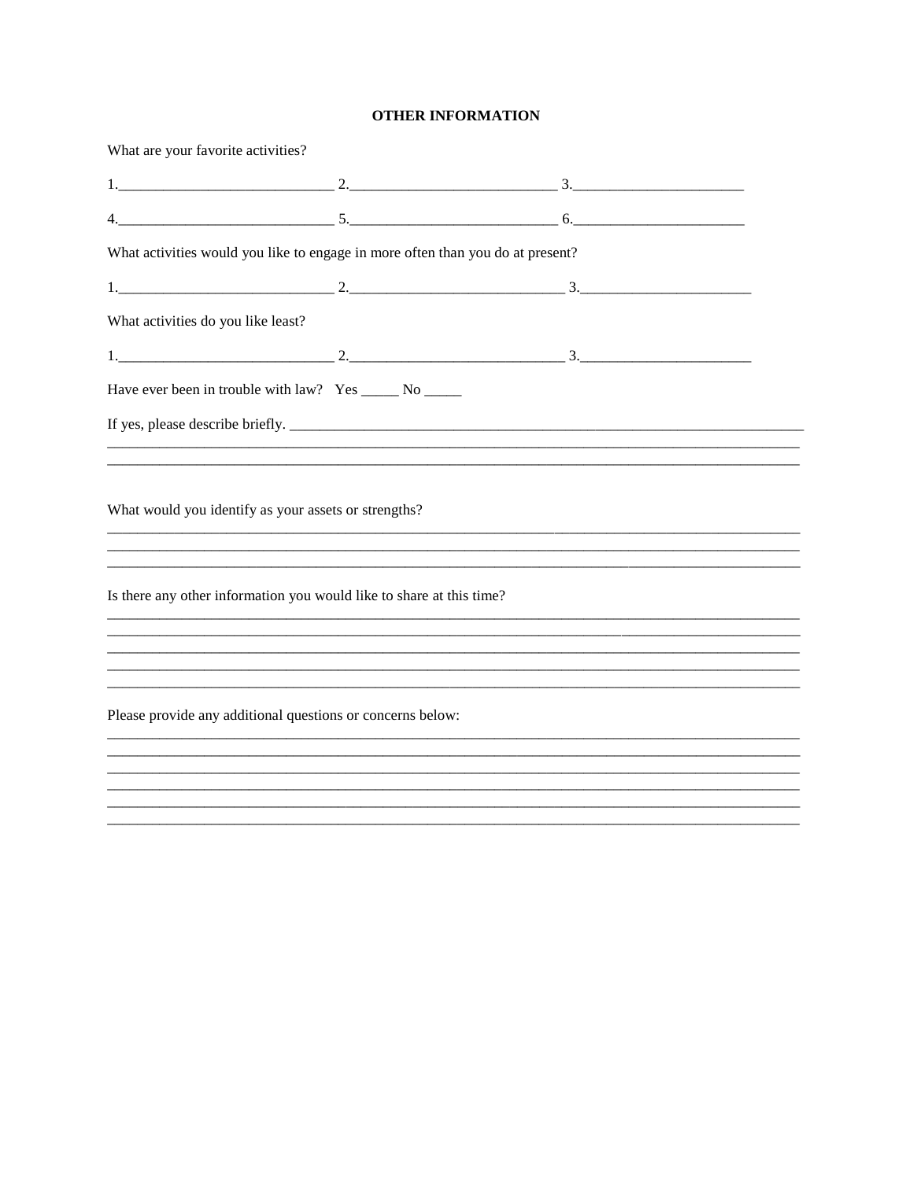**OTHER INFORMATION**

What are your favorite activities?

1.______________________________ 2.____________________________ 3.________________________

4.______________________________ 5.____________________________ 6.________________________

What activities would you like to engage in more often than you do at present?

1.______________________________ 2.______________________________ 3.________________________

What activities do you like least?

1.______________________________ 2.______________________________ 3.________________________

Have ever been in trouble with law? Yes _____ No _____

If yes, please describe briefly. ___________________________________________________________________________
______________________________________________________________________________________________
______________________________________________________________________________________________

What would you identify as your assets or strengths?
______________________________________________________________________________________________
______________________________________________________________________________________________
______________________________________________________________________________________________

Is there any other information you would like to share at this time?
______________________________________________________________________________________________
______________________________________________________________________________________________
______________________________________________________________________________________________
______________________________________________________________________________________________
______________________________________________________________________________________________

Please provide any additional questions or concerns below:
______________________________________________________________________________________________
______________________________________________________________________________________________
______________________________________________________________________________________________
______________________________________________________________________________________________
______________________________________________________________________________________________
______________________________________________________________________________________________